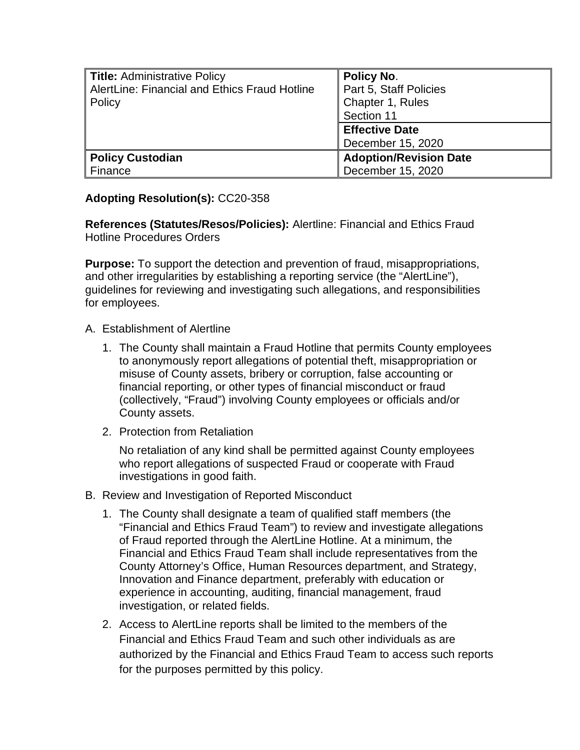| **Title:** Administrative Policy<br>AlertLine: Financial and Ethics Fraud Hotline Policy | **Policy No**.<br>Part 5, Staff Policies<br>Chapter 1, Rules<br>Section 11 |
| --- | --- |
| | **Effective Date**<br>December 15, 2020 |
| **Policy Custodian**<br>Finance | **Adoption/Revision Date**<br>December 15, 2020 |

**Adopting Resolution(s):** CC20-358

**References (Statutes/Resos/Policies):** Alertline: Financial and Ethics Fraud Hotline Procedures Orders

**Purpose:** To support the detection and prevention of fraud, misappropriations, and other irregularities by establishing a reporting service (the "AlertLine"), guidelines for reviewing and investigating such allegations, and responsibilities for employees.

A. Establishment of Alertline

   1. The County shall maintain a Fraud Hotline that permits County employees to anonymously report allegations of potential theft, misappropriation or misuse of County assets, bribery or corruption, false accounting or financial reporting, or other types of financial misconduct or fraud (collectively, "Fraud") involving County employees or officials and/or County assets.

   2. Protection from Retaliation

      No retaliation of any kind shall be permitted against County employees who report allegations of suspected Fraud or cooperate with Fraud investigations in good faith.

B. Review and Investigation of Reported Misconduct

   1. The County shall designate a team of qualified staff members (the "Financial and Ethics Fraud Team") to review and investigate allegations of Fraud reported through the AlertLine Hotline. At a minimum, the Financial and Ethics Fraud Team shall include representatives from the County Attorney's Office, Human Resources department, and Strategy, Innovation and Finance department, preferably with education or experience in accounting, auditing, financial management, fraud investigation, or related fields.

   2. Access to AlertLine reports shall be limited to the members of the Financial and Ethics Fraud Team and such other individuals as are authorized by the Financial and Ethics Fraud Team to access such reports for the purposes permitted by this policy.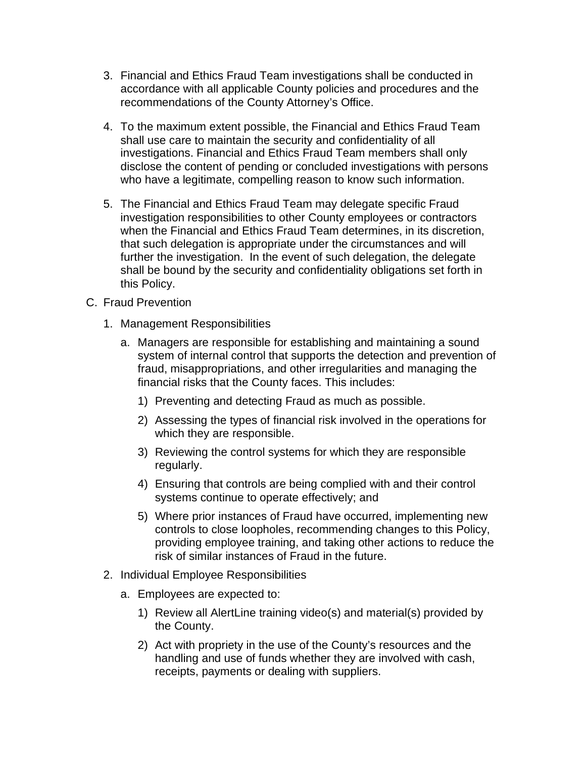3. Financial and Ethics Fraud Team investigations shall be conducted in accordance with all applicable County policies and procedures and the recommendations of the County Attorney's Office.

4. To the maximum extent possible, the Financial and Ethics Fraud Team shall use care to maintain the security and confidentiality of all investigations. Financial and Ethics Fraud Team members shall only disclose the content of pending or concluded investigations with persons who have a legitimate, compelling reason to know such information.

5. The Financial and Ethics Fraud Team may delegate specific Fraud investigation responsibilities to other County employees or contractors when the Financial and Ethics Fraud Team determines, in its discretion, that such delegation is appropriate under the circumstances and will further the investigation. In the event of such delegation, the delegate shall be bound by the security and confidentiality obligations set forth in this Policy.

C. Fraud Prevention

1. Management Responsibilities

   a. Managers are responsible for establishing and maintaining a sound system of internal control that supports the detection and prevention of fraud, misappropriations, and other irregularities and managing the financial risks that the County faces. This includes:

      1) Preventing and detecting Fraud as much as possible.

      2) Assessing the types of financial risk involved in the operations for which they are responsible.

      3) Reviewing the control systems for which they are responsible regularly.

      4) Ensuring that controls are being complied with and their control systems continue to operate effectively; and

      5) Where prior instances of Fraud have occurred, implementing new controls to close loopholes, recommending changes to this Policy, providing employee training, and taking other actions to reduce the risk of similar instances of Fraud in the future.

2. Individual Employee Responsibilities

   a. Employees are expected to:

      1) Review all AlertLine training video(s) and material(s) provided by the County.

      2) Act with propriety in the use of the County's resources and the handling and use of funds whether they are involved with cash, receipts, payments or dealing with suppliers.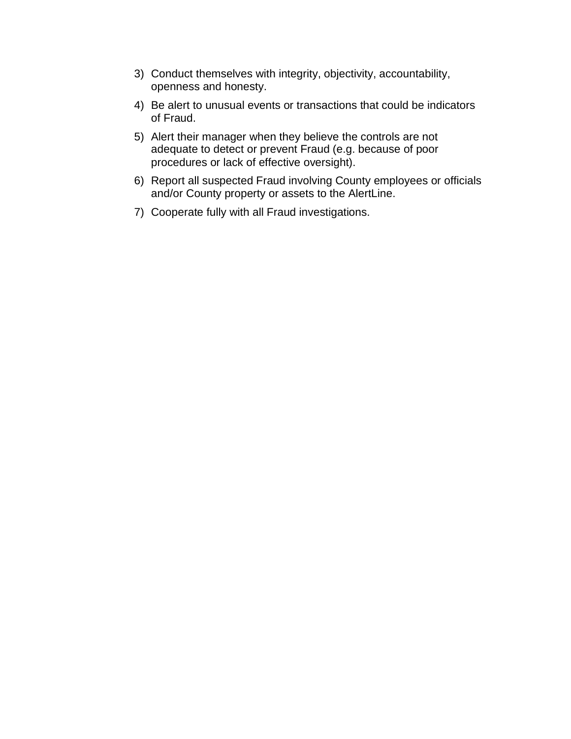3) Conduct themselves with integrity, objectivity, accountability, openness and honesty.
4) Be alert to unusual events or transactions that could be indicators of Fraud.
5) Alert their manager when they believe the controls are not adequate to detect or prevent Fraud (e.g. because of poor procedures or lack of effective oversight).
6) Report all suspected Fraud involving County employees or officials and/or County property or assets to the AlertLine.
7) Cooperate fully with all Fraud investigations.